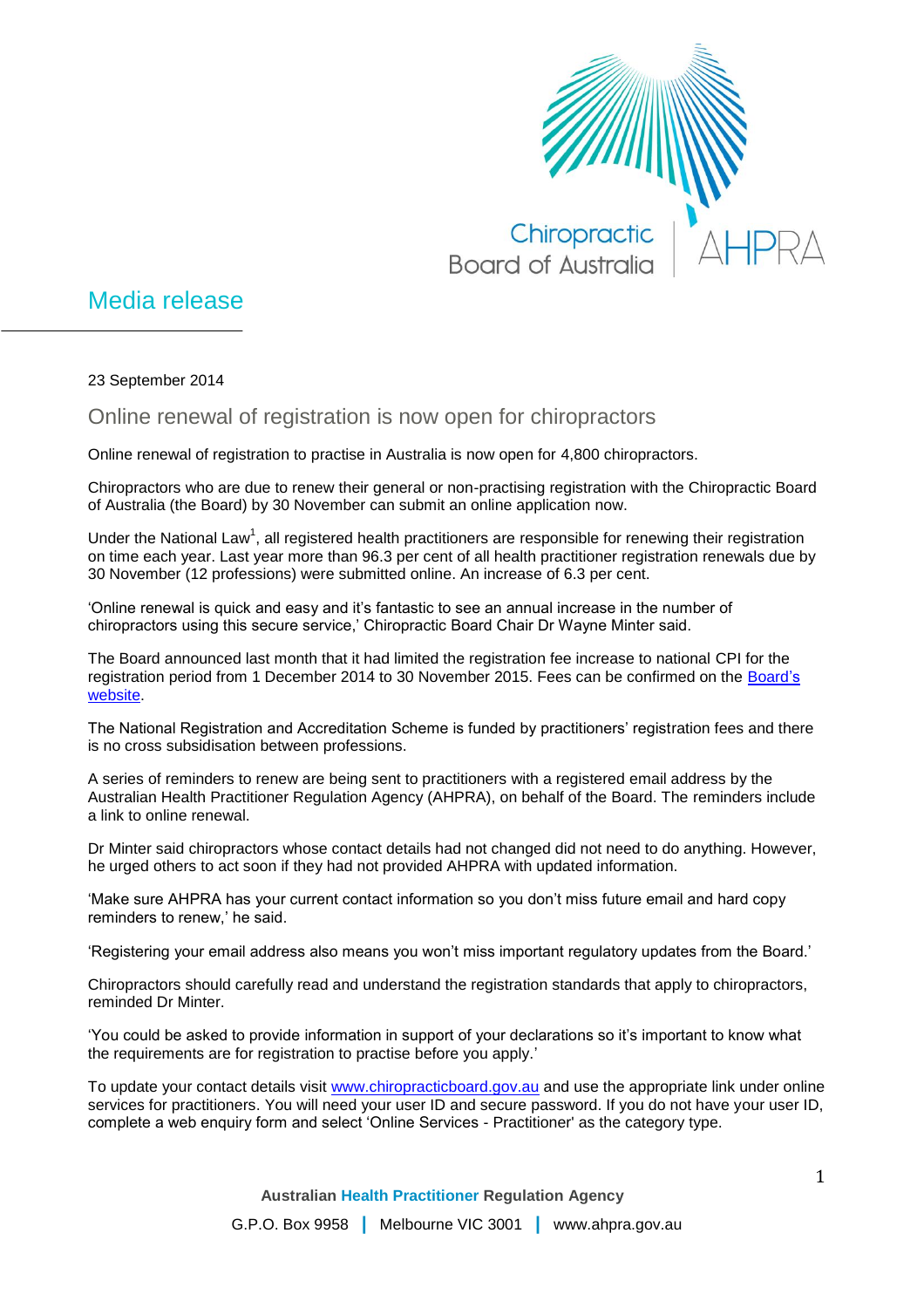Chiropractic Board of Australia | AHPRA

# Media release

23 September 2014

## Online renewal of registration is now open for chiropractors

Online renewal of registration to practise in Australia is now open for 4,800 chiropractors.

Chiropractors who are due to renew their general or non-practising registration with the Chiropractic Board of Australia (the Board) by 30 November can submit an online application now.

Under the National Law[1], all registered health practitioners are responsible for renewing their registration on time each year. Last year more than 96.3 per cent of all health practitioner registration renewals due by 30 November (12 professions) were submitted online. An increase of 6.3 per cent.

'Online renewal is quick and easy and it's fantastic to see an annual increase in the number of chiropractors using this secure service,' Chiropractic Board Chair Dr Wayne Minter said.

The Board announced last month that it had limited the registration fee increase to national CPI for the registration period from 1 December 2014 to 30 November 2015. Fees can be confirmed on the [Board's website](#).

The National Registration and Accreditation Scheme is funded by practitioners' registration fees and there is no cross subsidisation between professions.

A series of reminders to renew are being sent to practitioners with a registered email address by the Australian Health Practitioner Regulation Agency (AHPRA), on behalf of the Board. The reminders include a link to online renewal.

Dr Minter said chiropractors whose contact details had not changed did not need to do anything. However, he urged others to act soon if they had not provided AHPRA with updated information.

'Make sure AHPRA has your current contact information so you don't miss future email and hard copy reminders to renew,' he said.

'Registering your email address also means you won't miss important regulatory updates from the Board.'

Chiropractors should carefully read and understand the registration standards that apply to chiropractors, reminded Dr Minter.

'You could be asked to provide information in support of your declarations so it's important to know what the requirements are for registration to practise before you apply.'

To update your contact details visit [www.chiropracticboard.gov.au](http://www.chiropracticboard.gov.au) and use the appropriate link under online services for practitioners. You will need your user ID and secure password. If you do not have your user ID, complete a web enquiry form and select 'Online Services - Practitioner' as the category type.

Australian Health Practitioner Regulation Agency

G.P.O. Box 9958 | Melbourne VIC 3001 | www.ahpra.gov.au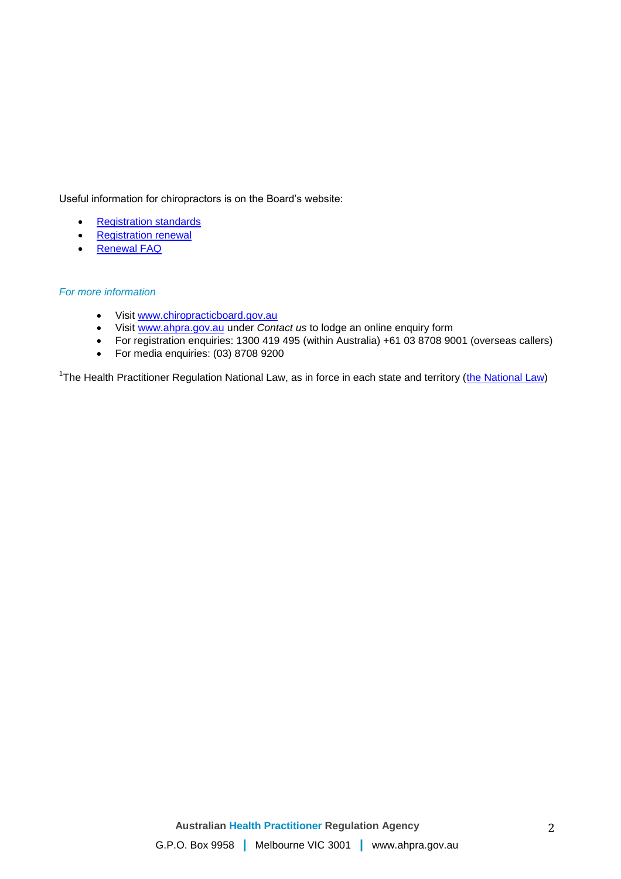Useful information for chiropractors is on the Board's website:

- Registration standards
- Registration renewal
- Renewal FAQ

*For more information*

- Visit www.chiropracticboard.gov.au
- Visit www.ahpra.gov.au under *Contact us* to lodge an online enquiry form
- For registration enquiries: 1300 419 495 (within Australia) +61 03 8708 9001 (overseas callers)
- For media enquiries: (03) 8708 9200

[1]The Health Practitioner Regulation National Law, as in force in each state and territory (the National Law)